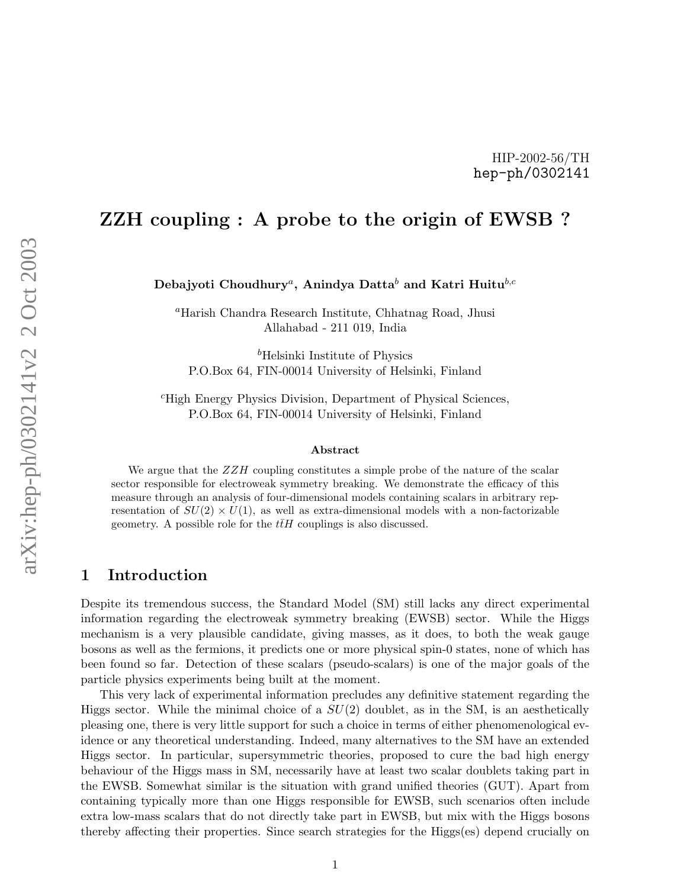HIP-2002-56/TH
hep-ph/0302141

# ZZH coupling : A probe to the origin of EWSB ?

**Debajyoti Choudhury**[a], **Anindya Datta**[b] **and Katri Huitu**[b,c]

[a]Harish Chandra Research Institute, Chhatnag Road, Jhusi
Allahabad - 211 019, India

[b]Helsinki Institute of Physics
P.O.Box 64, FIN-00014 University of Helsinki, Finland

[c]High Energy Physics Division, Department of Physical Sciences,
P.O.Box 64, FIN-00014 University of Helsinki, Finland

## Abstract

We argue that the $ZZH$ coupling constitutes a simple probe of the nature of the scalar sector responsible for electroweak symmetry breaking. We demonstrate the efficacy of this measure through an analysis of four-dimensional models containing scalars in arbitrary representation of $SU(2) \times U(1)$, as well as extra-dimensional models with a non-factorizable geometry. A possible role for the $t\bar{t}H$ couplings is also discussed.

## 1 Introduction

Despite its tremendous success, the Standard Model (SM) still lacks any direct experimental information regarding the electroweak symmetry breaking (EWSB) sector. While the Higgs mechanism is a very plausible candidate, giving masses, as it does, to both the weak gauge bosons as well as the fermions, it predicts one or more physical spin-0 states, none of which has been found so far. Detection of these scalars (pseudo-scalars) is one of the major goals of the particle physics experiments being built at the moment.

This very lack of experimental information precludes any definitive statement regarding the Higgs sector. While the minimal choice of a $SU(2)$ doublet, as in the SM, is an aesthetically pleasing one, there is very little support for such a choice in terms of either phenomenological evidence or any theoretical understanding. Indeed, many alternatives to the SM have an extended Higgs sector. In particular, supersymmetric theories, proposed to cure the bad high energy behaviour of the Higgs mass in SM, necessarily have at least two scalar doublets taking part in the EWSB. Somewhat similar is the situation with grand unified theories (GUT). Apart from containing typically more than one Higgs responsible for EWSB, such scenarios often include extra low-mass scalars that do not directly take part in EWSB, but mix with the Higgs bosons thereby affecting their properties. Since search strategies for the Higgs(es) depend crucially on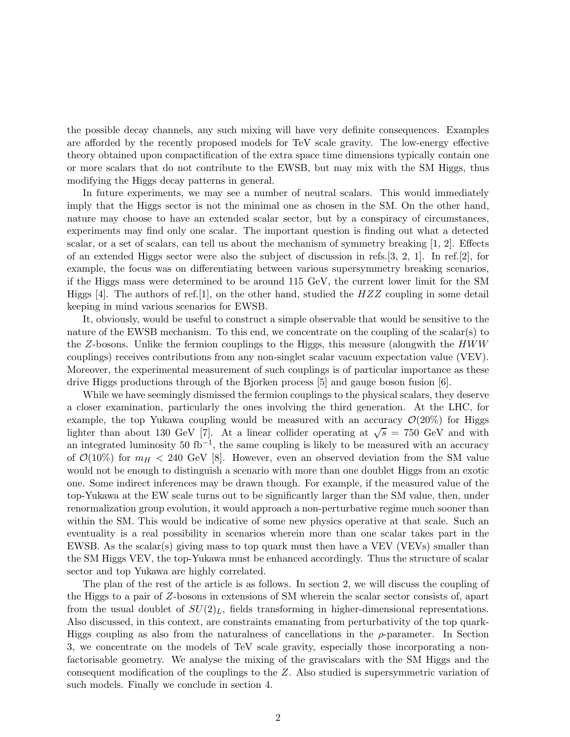the possible decay channels, any such mixing will have very definite consequences. Examples are afforded by the recently proposed models for TeV scale gravity. The low-energy effective theory obtained upon compactification of the extra space time dimensions typically contain one or more scalars that do not contribute to the EWSB, but may mix with the SM Higgs, thus modifying the Higgs decay patterns in general.

In future experiments, we may see a number of neutral scalars. This would immediately imply that the Higgs sector is not the minimal one as chosen in the SM. On the other hand, nature may choose to have an extended scalar sector, but by a conspiracy of circumstances, experiments may find only one scalar. The important question is finding out what a detected scalar, or a set of scalars, can tell us about the mechanism of symmetry breaking [1, 2]. Effects of an extended Higgs sector were also the subject of discussion in refs.[3, 2, 1]. In ref.[2], for example, the focus was on differentiating between various supersymmetry breaking scenarios, if the Higgs mass were determined to be around 115 GeV, the current lower limit for the SM Higgs [4]. The authors of ref.[1], on the other hand, studied the $HZZ$ coupling in some detail keeping in mind various scenarios for EWSB.

It, obviously, would be useful to construct a simple observable that would be sensitive to the nature of the EWSB mechanism. To this end, we concentrate on the coupling of the scalar(s) to the $Z$-bosons. Unlike the fermion couplings to the Higgs, this measure (alongwith the $HWW$ couplings) receives contributions from any non-singlet scalar vacuum expectation value (VEV). Moreover, the experimental measurement of such couplings is of particular importance as these drive Higgs productions through of the Bjorken process [5] and gauge boson fusion [6].

While we have seemingly dismissed the fermion couplings to the physical scalars, they deserve a closer examination, particularly the ones involving the third generation. At the LHC, for example, the top Yukawa coupling would be measured with an accuracy $\mathcal{O}(20\%)$ for Higgs lighter than about 130 GeV [7]. At a linear collider operating at $\sqrt{s} = 750$ GeV and with an integrated luminosity 50 fb$^{-1}$, the same coupling is likely to be measured with an accuracy of $\mathcal{O}(10\%)$ for $m_H < 240$ GeV [8]. However, even an observed deviation from the SM value would not be enough to distinguish a scenario with more than one doublet Higgs from an exotic one. Some indirect inferences may be drawn though. For example, if the measured value of the top-Yukawa at the EW scale turns out to be significantly larger than the SM value, then, under renormalization group evolution, it would approach a non-perturbative regime much sooner than within the SM. This would be indicative of some new physics operative at that scale. Such an eventuality is a real possibility in scenarios wherein more than one scalar takes part in the EWSB. As the scalar(s) giving mass to top quark must then have a VEV (VEVs) smaller than the SM Higgs VEV, the top-Yukawa must be enhanced accordingly. Thus the structure of scalar sector and top Yukawa are highly correlated.

The plan of the rest of the article is as follows. In section 2, we will discuss the coupling of the Higgs to a pair of $Z$-bosons in extensions of SM wherein the scalar sector consists of, apart from the usual doublet of $SU(2)_L$, fields transforming in higher-dimensional representations. Also discussed, in this context, are constraints emanating from perturbativity of the top quark-Higgs coupling as also from the naturalness of cancellations in the $\rho$-parameter. In Section 3, we concentrate on the models of TeV scale gravity, especially those incorporating a non-factorisable geometry. We analyse the mixing of the graviscalars with the SM Higgs and the consequent modification of the couplings to the $Z$. Also studied is supersymmetric variation of such models. Finally we conclude in section 4.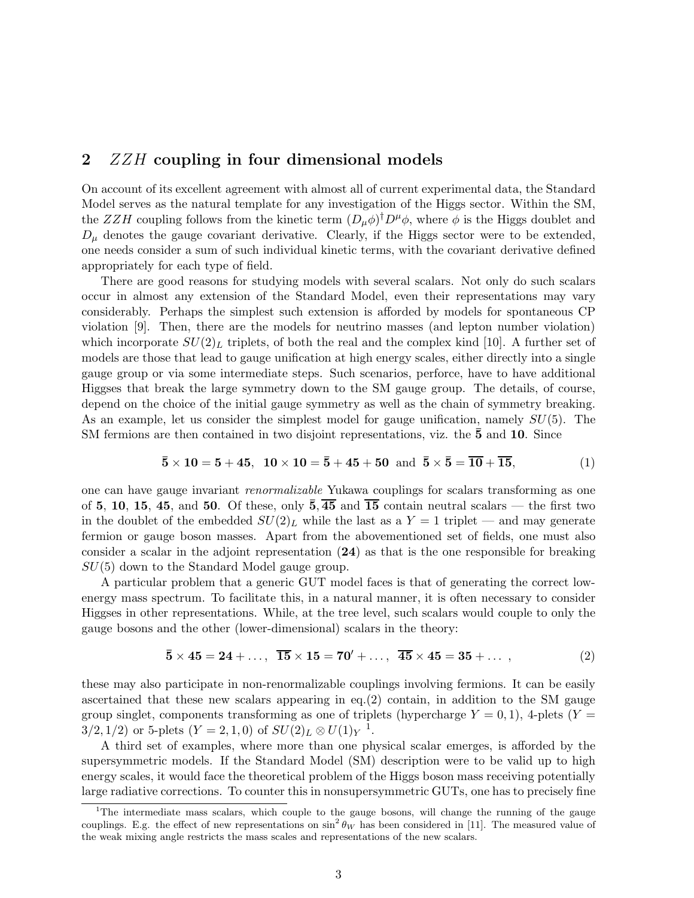## 2 $ZZH$ coupling in four dimensional models

On account of its excellent agreement with almost all of current experimental data, the Standard Model serves as the natural template for any investigation of the Higgs sector. Within the SM, the $ZZH$ coupling follows from the kinetic term $(D_\mu\phi)^\dagger D^\mu\phi$, where $\phi$ is the Higgs doublet and $D_\mu$ denotes the gauge covariant derivative. Clearly, if the Higgs sector were to be extended, one needs consider a sum of such individual kinetic terms, with the covariant derivative defined appropriately for each type of field.

There are good reasons for studying models with several scalars. Not only do such scalars occur in almost any extension of the Standard Model, even their representations may vary considerably. Perhaps the simplest such extension is afforded by models for spontaneous CP violation [9]. Then, there are the models for neutrino masses (and lepton number violation) which incorporate $SU(2)_L$ triplets, of both the real and the complex kind [10]. A further set of models are those that lead to gauge unification at high energy scales, either directly into a single gauge group or via some intermediate steps. Such scenarios, perforce, have to have additional Higgses that break the large symmetry down to the SM gauge group. The details, of course, depend on the choice of the initial gauge symmetry as well as the chain of symmetry breaking. As an example, let us consider the simplest model for gauge unification, namely $SU(5)$. The SM fermions are then contained in two disjoint representations, viz. the $\bar{\mathbf{5}}$ and $\mathbf{10}$. Since

$$\bar{\mathbf{5}} \times \mathbf{10} = \mathbf{5} + \mathbf{45}, \;\; \mathbf{10} \times \mathbf{10} = \bar{\mathbf{5}} + \mathbf{45} + \mathbf{50} \;\; \text{and} \;\; \bar{\mathbf{5}} \times \bar{\mathbf{5}} = \overline{\mathbf{10}} + \overline{\mathbf{15}}, \tag{1}$$

one can have gauge invariant *renormalizable* Yukawa couplings for scalars transforming as one of $\mathbf{5}$, $\mathbf{10}$, $\mathbf{15}$, $\mathbf{45}$, and $\mathbf{50}$. Of these, only $\bar{\mathbf{5}}, \overline{\mathbf{45}}$ and $\overline{\mathbf{15}}$ contain neutral scalars — the first two in the doublet of the embedded $SU(2)_L$ while the last as a $Y = 1$ triplet — and may generate fermion or gauge boson masses. Apart from the abovementioned set of fields, one must also consider a scalar in the adjoint representation ($\mathbf{24}$) as that is the one responsible for breaking $SU(5)$ down to the Standard Model gauge group.

A particular problem that a generic GUT model faces is that of generating the correct low-energy mass spectrum. To facilitate this, in a natural manner, it is often necessary to consider Higgses in other representations. While, at the tree level, such scalars would couple to only the gauge bosons and the other (lower-dimensional) scalars in the theory:

$$\bar{\mathbf{5}} \times \mathbf{45} = \mathbf{24} + \ldots, \;\; \overline{\mathbf{15}} \times \mathbf{15} = \mathbf{70'} + \ldots, \;\; \overline{\mathbf{45}} \times \mathbf{45} = \mathbf{35} + \ldots \;, \tag{2}$$

these may also participate in non-renormalizable couplings involving fermions. It can be easily ascertained that these new scalars appearing in eq.(2) contain, in addition to the SM gauge group singlet, components transforming as one of triplets (hypercharge $Y = 0, 1$), 4-plets ($Y = 3/2, 1/2$) or 5-plets ($Y = 2, 1, 0$) of $SU(2)_L \otimes U(1)_Y$ [1].

A third set of examples, where more than one physical scalar emerges, is afforded by the supersymmetric models. If the Standard Model (SM) description were to be valid up to high energy scales, it would face the theoretical problem of the Higgs boson mass receiving potentially large radiative corrections. To counter this in nonsupersymmetric GUTs, one has to precisely fine

[1] The intermediate mass scalars, which couple to the gauge bosons, will change the running of the gauge couplings. E.g. the effect of new representations on $\sin^2\theta_W$ has been considered in [11]. The measured value of the weak mixing angle restricts the mass scales and representations of the new scalars.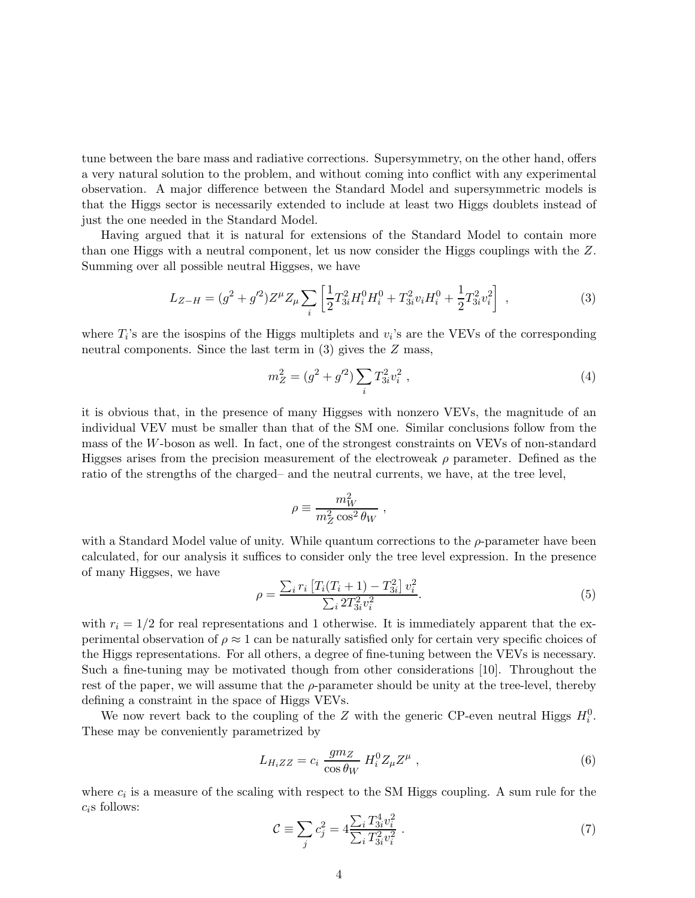tune between the bare mass and radiative corrections. Supersymmetry, on the other hand, offers a very natural solution to the problem, and without coming into conflict with any experimental observation. A major difference between the Standard Model and supersymmetric models is that the Higgs sector is necessarily extended to include at least two Higgs doublets instead of just the one needed in the Standard Model.

Having argued that it is natural for extensions of the Standard Model to contain more than one Higgs with a neutral component, let us now consider the Higgs couplings with the $Z$. Summing over all possible neutral Higgses, we have

$$L_{Z-H} = (g^2 + g'^2) Z^\mu Z_\mu \sum_i \left[ \frac{1}{2} T_{3i}^2 H_i^0 H_i^0 + T_{3i}^2 v_i H_i^0 + \frac{1}{2} T_{3i}^2 v_i^2 \right] , \tag{3}$$

where $T_i$'s are the isospins of the Higgs multiplets and $v_i$'s are the VEVs of the corresponding neutral components. Since the last term in (3) gives the $Z$ mass,

$$m_Z^2 = (g^2 + g'^2) \sum_i T_{3i}^2 v_i^2 , \tag{4}$$

it is obvious that, in the presence of many Higgses with nonzero VEVs, the magnitude of an individual VEV must be smaller than that of the SM one. Similar conclusions follow from the mass of the $W$-boson as well. In fact, one of the strongest constraints on VEVs of non-standard Higgses arises from the precision measurement of the electroweak $\rho$ parameter. Defined as the ratio of the strengths of the charged– and the neutral currents, we have, at the tree level,

$$\rho \equiv \frac{m_W^2}{m_Z^2 \cos^2\theta_W} ,$$

with a Standard Model value of unity. While quantum corrections to the $\rho$-parameter have been calculated, for our analysis it suffices to consider only the tree level expression. In the presence of many Higgses, we have

$$\rho = \frac{\sum_i r_i \left[ T_i(T_i+1) - T_{3i}^2 \right] v_i^2}{\sum_i 2 T_{3i}^2 v_i^2} . \tag{5}$$

with $r_i = 1/2$ for real representations and 1 otherwise. It is immediately apparent that the experimental observation of $\rho \approx 1$ can be naturally satisfied only for certain very specific choices of the Higgs representations. For all others, a degree of fine-tuning between the VEVs is necessary. Such a fine-tuning may be motivated though from other considerations [10]. Throughout the rest of the paper, we will assume that the $\rho$-parameter should be unity at the tree-level, thereby defining a constraint in the space of Higgs VEVs.

We now revert back to the coupling of the $Z$ with the generic CP-even neutral Higgs $H_i^0$. These may be conveniently parametrized by

$$L_{H_i ZZ} = c_i \, \frac{g m_Z}{\cos\theta_W} \, H_i^0 Z_\mu Z^\mu , \tag{6}$$

where $c_i$ is a measure of the scaling with respect to the SM Higgs coupling. A sum rule for the $c_i$s follows:

$$\mathcal{C} \equiv \sum_j c_j^2 = 4 \frac{\sum_i T_{3i}^4 v_i^2}{\sum_i T_{3i}^2 v_i^2} . \tag{7}$$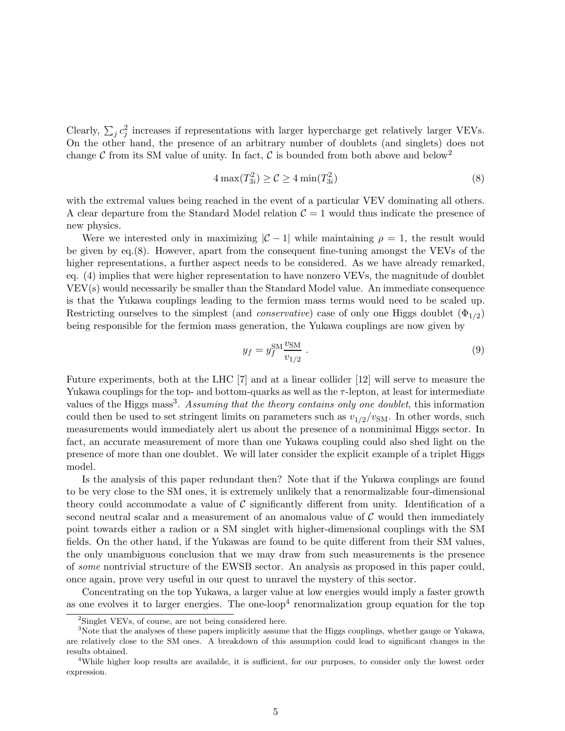Clearly, $\sum_j c_j^2$ increases if representations with larger hypercharge get relatively larger VEVs. On the other hand, the presence of an arbitrary number of doublets (and singlets) does not change $\mathcal{C}$ from its SM value of unity. In fact, $\mathcal{C}$ is bounded from both above and below[2]

$$4 \max(T_{3i}^2) \geq \mathcal{C} \geq 4 \min(T_{3i}^2) \tag{8}$$

with the extremal values being reached in the event of a particular VEV dominating all others. A clear departure from the Standard Model relation $\mathcal{C} = 1$ would thus indicate the presence of new physics.

Were we interested only in maximizing $|\mathcal{C} - 1|$ while maintaining $\rho = 1$, the result would be given by eq.(8). However, apart from the consequent fine-tuning amongst the VEVs of the higher representations, a further aspect needs to be considered. As we have already remarked, eq. (4) implies that were higher representation to have nonzero VEVs, the magnitude of doublet VEV(s) would necessarily be smaller than the Standard Model value. An immediate consequence is that the Yukawa couplings leading to the fermion mass terms would need to be scaled up. Restricting ourselves to the simplest (and *conservative*) case of only one Higgs doublet ($\Phi_{1/2}$) being responsible for the fermion mass generation, the Yukawa couplings are now given by

$$y_f = y_f^{\rm SM} \frac{v_{\rm SM}}{v_{1/2}} \ . \tag{9}$$

Future experiments, both at the LHC [7] and at a linear collider [12] will serve to measure the Yukawa couplings for the top- and bottom-quarks as well as the $\tau$-lepton, at least for intermediate values of the Higgs mass[3]. *Assuming that the theory contains only one doublet*, this information could then be used to set stringent limits on parameters such as $v_{1/2}/v_{\rm SM}$. In other words, such measurements would immediately alert us about the presence of a nonminimal Higgs sector. In fact, an accurate measurement of more than one Yukawa coupling could also shed light on the presence of more than one doublet. We will later consider the explicit example of a triplet Higgs model.

Is the analysis of this paper redundant then? Note that if the Yukawa couplings are found to be very close to the SM ones, it is extremely unlikely that a renormalizable four-dimensional theory could accommodate a value of $\mathcal{C}$ significantly different from unity. Identification of a second neutral scalar and a measurement of an anomalous value of $\mathcal{C}$ would then immediately point towards either a radion or a SM singlet with higher-dimensional couplings with the SM fields. On the other hand, if the Yukawas are found to be quite different from their SM values, the only unambiguous conclusion that we may draw from such measurements is the presence of *some* nontrivial structure of the EWSB sector. An analysis as proposed in this paper could, once again, prove very useful in our quest to unravel the mystery of this sector.

Concentrating on the top Yukawa, a larger value at low energies would imply a faster growth as one evolves it to larger energies. The one-loop[4] renormalization group equation for the top

---

[2] Singlet VEVs, of course, are not being considered here.

[3] Note that the analyses of these papers implicitly assume that the Higgs couplings, whether gauge or Yukawa, are relatively close to the SM ones. A breakdown of this assumption could lead to significant changes in the results obtained.

[4] While higher loop results are available, it is sufficient, for our purposes, to consider only the lowest order expression.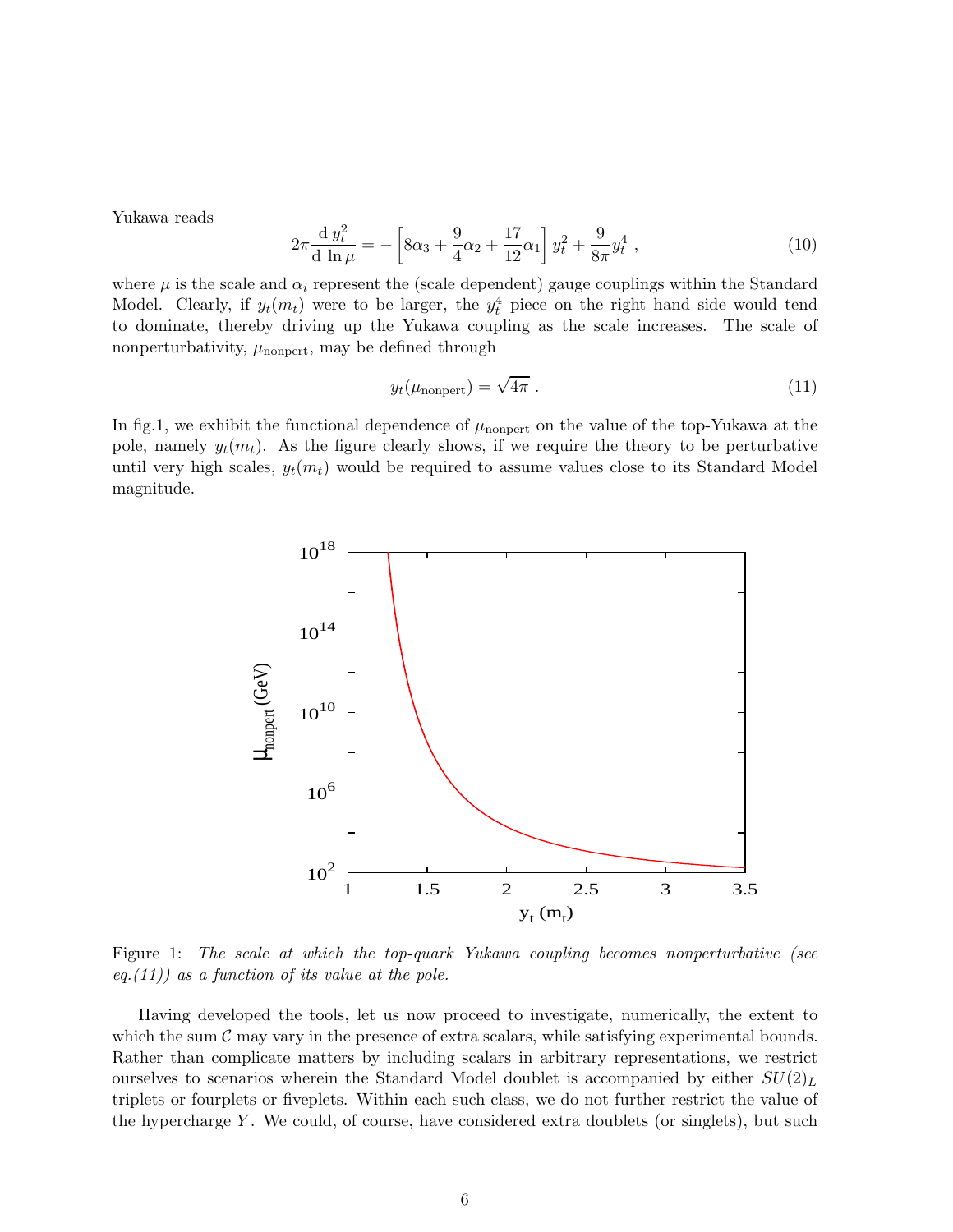Yukawa reads

$$2\pi \frac{\mathrm{d}\, y_t^2}{\mathrm{d}\, \ln \mu} = -\left[8\alpha_3 + \frac{9}{4}\alpha_2 + \frac{17}{12}\alpha_1\right] y_t^2 + \frac{9}{8\pi} y_t^4 \; , \tag{10}$$

where $\mu$ is the scale and $\alpha_i$ represent the (scale dependent) gauge couplings within the Standard Model. Clearly, if $y_t(m_t)$ were to be larger, the $y_t^4$ piece on the right hand side would tend to dominate, thereby driving up the Yukawa coupling as the scale increases. The scale of nonperturbativity, $\mu_{\rm nonpert}$, may be defined through

$$y_t(\mu_{\rm nonpert}) = \sqrt{4\pi} \; . \tag{11}$$

In fig.1, we exhibit the functional dependence of $\mu_{\rm nonpert}$ on the value of the top-Yukawa at the pole, namely $y_t(m_t)$. As the figure clearly shows, if we require the theory to be perturbative until very high scales, $y_t(m_t)$ would be required to assume values close to its Standard Model magnitude.

Figure 1: *The scale at which the top-quark Yukawa coupling becomes nonperturbative (see eq.(11)) as a function of its value at the pole.*

Having developed the tools, let us now proceed to investigate, numerically, the extent to which the sum $\mathcal{C}$ may vary in the presence of extra scalars, while satisfying experimental bounds. Rather than complicate matters by including scalars in arbitrary representations, we restrict ourselves to scenarios wherein the Standard Model doublet is accompanied by either $SU(2)_L$ triplets or fourplets or fiveplets. Within each such class, we do not further restrict the value of the hypercharge $Y$. We could, of course, have considered extra doublets (or singlets), but such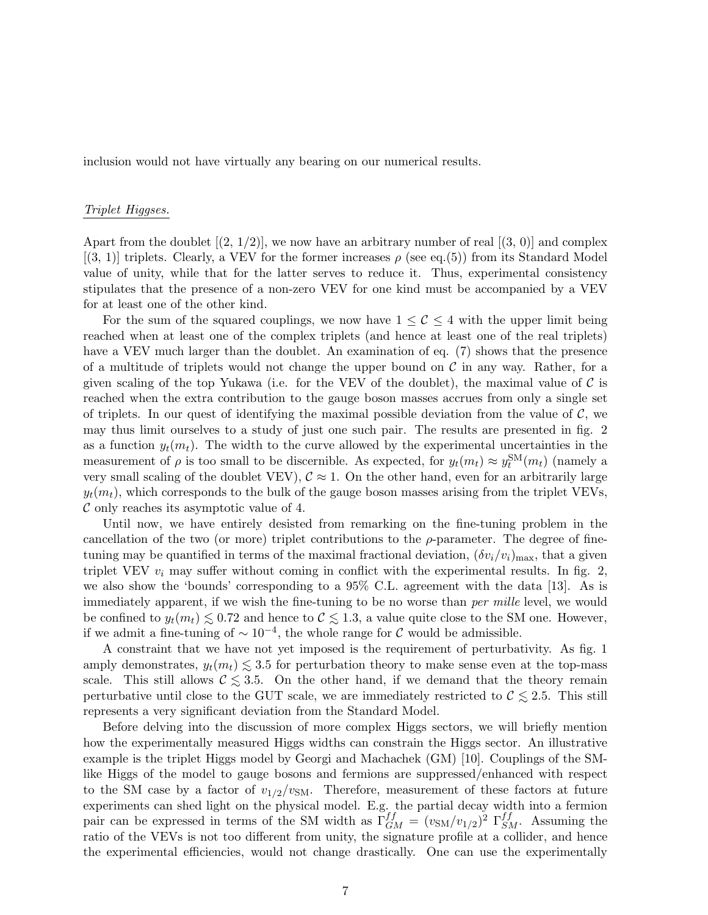inclusion would not have virtually any bearing on our numerical results.

*Triplet Higgses.*

Apart from the doublet [(2, 1/2)], we now have an arbitrary number of real [(3, 0)] and complex [(3, 1)] triplets. Clearly, a VEV for the former increases $\rho$ (see eq.(5)) from its Standard Model value of unity, while that for the latter serves to reduce it. Thus, experimental consistency stipulates that the presence of a non-zero VEV for one kind must be accompanied by a VEV for at least one of the other kind.

For the sum of the squared couplings, we now have $1 \leq \mathcal{C} \leq 4$ with the upper limit being reached when at least one of the complex triplets (and hence at least one of the real triplets) have a VEV much larger than the doublet. An examination of eq. (7) shows that the presence of a multitude of triplets would not change the upper bound on $\mathcal{C}$ in any way. Rather, for a given scaling of the top Yukawa (i.e. for the VEV of the doublet), the maximal value of $\mathcal{C}$ is reached when the extra contribution to the gauge boson masses accrues from only a single set of triplets. In our quest of identifying the maximal possible deviation from the value of $\mathcal{C}$, we may thus limit ourselves to a study of just one such pair. The results are presented in fig. 2 as a function $y_t(m_t)$. The width to the curve allowed by the experimental uncertainties in the measurement of $\rho$ is too small to be discernible. As expected, for $y_t(m_t) \approx y_t^{\rm SM}(m_t)$ (namely a very small scaling of the doublet VEV), $\mathcal{C} \approx 1$. On the other hand, even for an arbitrarily large $y_t(m_t)$, which corresponds to the bulk of the gauge boson masses arising from the triplet VEVs, $\mathcal{C}$ only reaches its asymptotic value of 4.

Until now, we have entirely desisted from remarking on the fine-tuning problem in the cancellation of the two (or more) triplet contributions to the $\rho$-parameter. The degree of fine-tuning may be quantified in terms of the maximal fractional deviation, $(\delta v_i/v_i)_{\rm max}$, that a given triplet VEV $v_i$ may suffer without coming in conflict with the experimental results. In fig. 2, we also show the 'bounds' corresponding to a 95% C.L. agreement with the data [13]. As is immediately apparent, if we wish the fine-tuning to be no worse than *per mille* level, we would be confined to $y_t(m_t) \lesssim 0.72$ and hence to $\mathcal{C} \lesssim 1.3$, a value quite close to the SM one. However, if we admit a fine-tuning of $\sim 10^{-4}$, the whole range for $\mathcal{C}$ would be admissible.

A constraint that we have not yet imposed is the requirement of perturbativity. As fig. 1 amply demonstrates, $y_t(m_t) \lesssim 3.5$ for perturbation theory to make sense even at the top-mass scale. This still allows $\mathcal{C} \lesssim 3.5$. On the other hand, if we demand that the theory remain perturbative until close to the GUT scale, we are immediately restricted to $\mathcal{C} \lesssim 2.5$. This still represents a very significant deviation from the Standard Model.

Before delving into the discussion of more complex Higgs sectors, we will briefly mention how the experimentally measured Higgs widths can constrain the Higgs sector. An illustrative example is the triplet Higgs model by Georgi and Machachek (GM) [10]. Couplings of the SM-like Higgs of the model to gauge bosons and fermions are suppressed/enhanced with respect to the SM case by a factor of $v_{1/2}/v_{\rm SM}$. Therefore, measurement of these factors at future experiments can shed light on the physical model. E.g. the partial decay width into a fermion pair can be expressed in terms of the SM width as $\Gamma_{GM}^{ff} = (v_{\rm SM}/v_{1/2})^2 \; \Gamma_{SM}^{ff}$. Assuming the ratio of the VEVs is not too different from unity, the signature profile at a collider, and hence the experimental efficiencies, would not change drastically. One can use the experimentally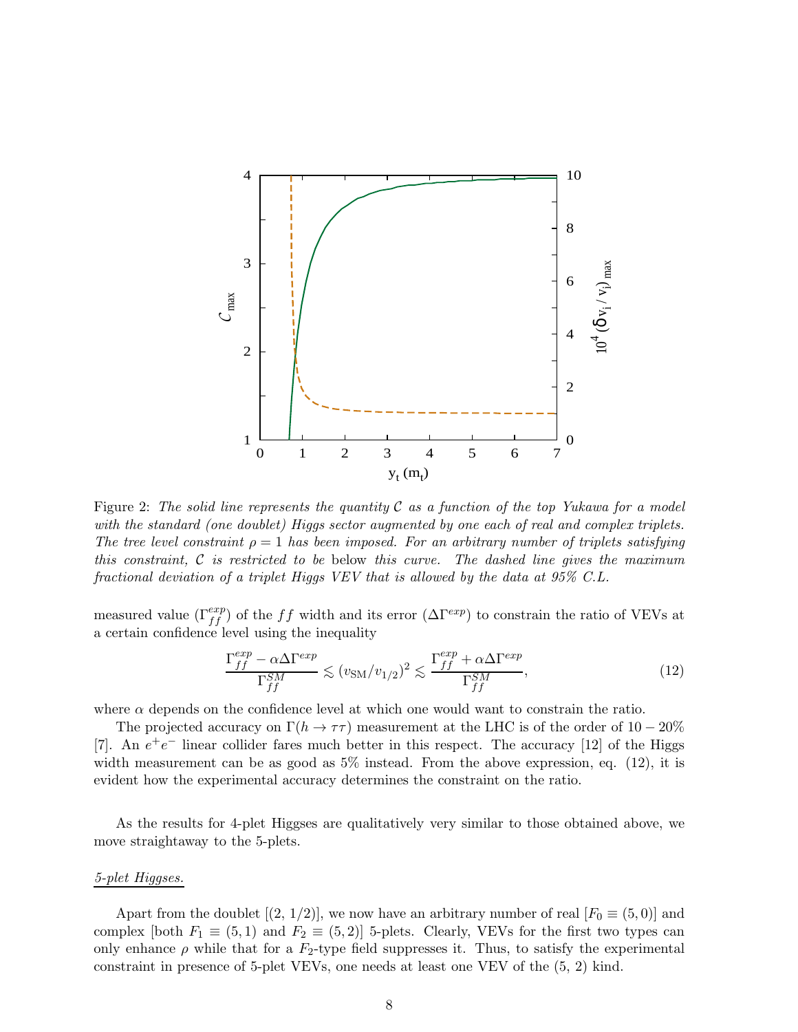Figure 2: *The solid line represents the quantity $\mathcal{C}$ as a function of the top Yukawa for a model with the standard (one doublet) Higgs sector augmented by one each of real and complex triplets. The tree level constraint $\rho = 1$ has been imposed. For an arbitrary number of triplets satisfying this constraint, $\mathcal{C}$ is restricted to be* below *this curve. The dashed line gives the maximum fractional deviation of a triplet Higgs VEV that is allowed by the data at 95% C.L.*

measured value ($\Gamma_{ff}^{exp}$) of the $ff$ width and its error ($\Delta\Gamma^{exp}$) to constrain the ratio of VEVs at a certain confidence level using the inequality

$$\frac{\Gamma_{ff}^{exp} - \alpha\Delta\Gamma^{exp}}{\Gamma_{ff}^{SM}} \lesssim (v_{\rm SM}/v_{1/2})^2 \lesssim \frac{\Gamma_{ff}^{exp} + \alpha\Delta\Gamma^{exp}}{\Gamma_{ff}^{SM}}, \tag{12}$$

where $\alpha$ depends on the confidence level at which one would want to constrain the ratio.

The projected accuracy on $\Gamma(h \to \tau\tau)$ measurement at the LHC is of the order of $10 - 20\%$ [7]. An $e^+e^-$ linear collider fares much better in this respect. The accuracy [12] of the Higgs width measurement can be as good as 5% instead. From the above expression, eq. (12), it is evident how the experimental accuracy determines the constraint on the ratio.

As the results for 4-plet Higgses are qualitatively very similar to those obtained above, we move straightaway to the 5-plets.

<u>*5-plet Higgses.*</u>

Apart from the doublet [(2, 1/2)], we now have an arbitrary number of real [$F_0 \equiv (5, 0)$] and complex [both $F_1 \equiv (5, 1)$ and $F_2 \equiv (5, 2)$] 5-plets. Clearly, VEVs for the first two types can only enhance $\rho$ while that for a $F_2$-type field suppresses it. Thus, to satisfy the experimental constraint in presence of 5-plet VEVs, one needs at least one VEV of the (5, 2) kind.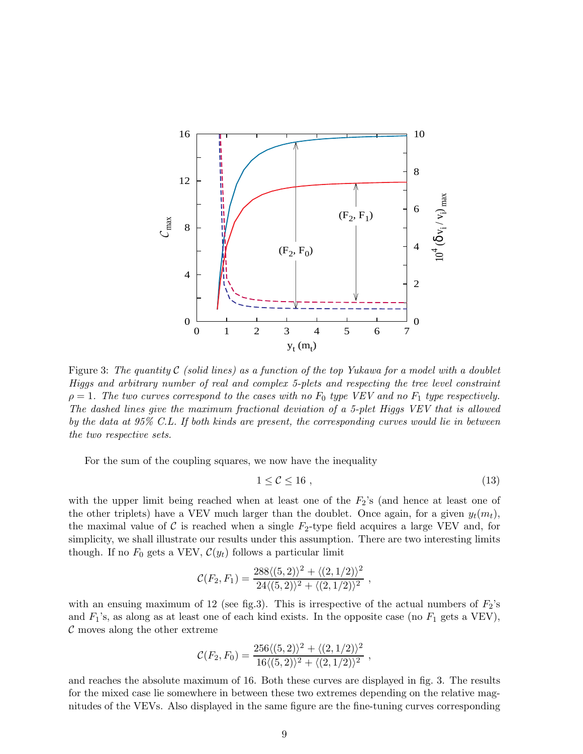Figure 3: *The quantity $\mathcal{C}$ (solid lines) as a function of the top Yukawa for a model with a doublet Higgs and arbitrary number of real and complex 5-plets and respecting the tree level constraint $\rho = 1$. The two curves correspond to the cases with no $F_0$ type VEV and no $F_1$ type VEV respectively. The dashed lines give the maximum fractional deviation of a 5-plet Higgs VEV that is allowed by the data at 95% C.L. If both kinds are present, the corresponding curves would lie in between the two respective sets.*

For the sum of the coupling squares, we now have the inequality

$$1 \leq \mathcal{C} \leq 16 \ , \tag{13}$$

with the upper limit being reached when at least one of the $F_2$'s (and hence at least one of the other triplets) have a VEV much larger than the doublet. Once again, for a given $y_t(m_t)$, the maximal value of $\mathcal{C}$ is reached when a single $F_2$-type field acquires a large VEV and, for simplicity, we shall illustrate our results under this assumption. There are two interesting limits though. If no $F_0$ gets a VEV, $\mathcal{C}(y_t)$ follows a particular limit

$$\mathcal{C}(F_2, F_1) = \frac{288\langle(5,2)\rangle^2 + \langle(2,1/2)\rangle^2}{24\langle(5,2)\rangle^2 + \langle(2,1/2)\rangle^2} \ ,$$

with an ensuing maximum of 12 (see fig.3). This is irrespective of the actual numbers of $F_2$'s and $F_1$'s, as along as at least one of each kind exists. In the opposite case (no $F_1$ gets a VEV), $\mathcal{C}$ moves along the other extreme

$$\mathcal{C}(F_2, F_0) = \frac{256\langle(5,2)\rangle^2 + \langle(2,1/2)\rangle^2}{16\langle(5,2)\rangle^2 + \langle(2,1/2)\rangle^2} \ ,$$

and reaches the absolute maximum of 16. Both these curves are displayed in fig. 3. The results for the mixed case lie somewhere in between these two extremes depending on the relative magnitudes of the VEVs. Also displayed in the same figure are the fine-tuning curves corresponding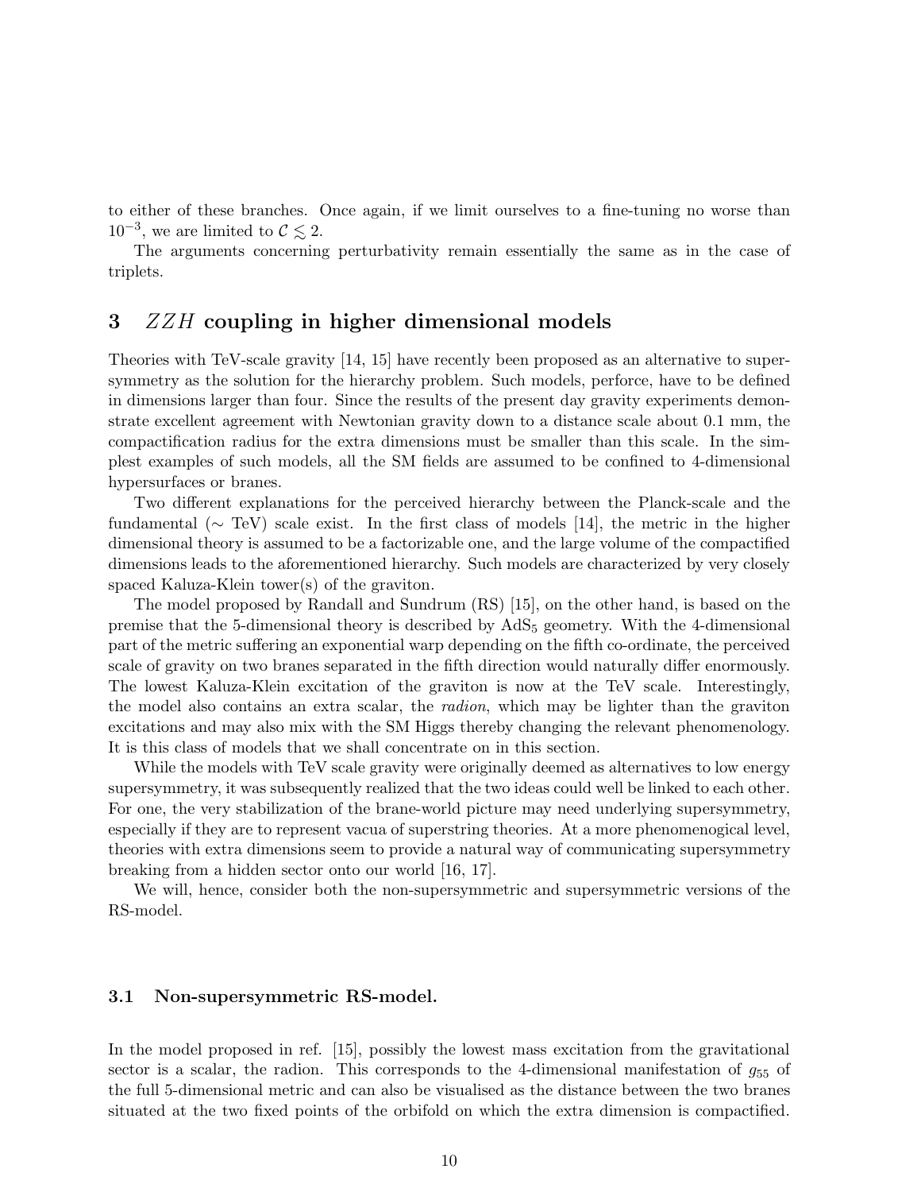to either of these branches. Once again, if we limit ourselves to a fine-tuning no worse than $10^{-3}$, we are limited to $\mathcal{C} \lesssim 2$.

The arguments concerning perturbativity remain essentially the same as in the case of triplets.

## 3 $ZZH$ coupling in higher dimensional models

Theories with TeV-scale gravity [14, 15] have recently been proposed as an alternative to supersymmetry as the solution for the hierarchy problem. Such models, perforce, have to be defined in dimensions larger than four. Since the results of the present day gravity experiments demonstrate excellent agreement with Newtonian gravity down to a distance scale about 0.1 mm, the compactification radius for the extra dimensions must be smaller than this scale. In the simplest examples of such models, all the SM fields are assumed to be confined to 4-dimensional hypersurfaces or branes.

Two different explanations for the perceived hierarchy between the Planck-scale and the fundamental ($\sim$ TeV) scale exist. In the first class of models [14], the metric in the higher dimensional theory is assumed to be a factorizable one, and the large volume of the compactified dimensions leads to the aforementioned hierarchy. Such models are characterized by very closely spaced Kaluza-Klein tower(s) of the graviton.

The model proposed by Randall and Sundrum (RS) [15], on the other hand, is based on the premise that the 5-dimensional theory is described by $\mathrm{AdS}_5$ geometry. With the 4-dimensional part of the metric suffering an exponential warp depending on the fifth co-ordinate, the perceived scale of gravity on two branes separated in the fifth direction would naturally differ enormously. The lowest Kaluza-Klein excitation of the graviton is now at the TeV scale. Interestingly, the model also contains an extra scalar, the *radion*, which may be lighter than the graviton excitations and may also mix with the SM Higgs thereby changing the relevant phenomenology. It is this class of models that we shall concentrate on in this section.

While the models with TeV scale gravity were originally deemed as alternatives to low energy supersymmetry, it was subsequently realized that the two ideas could well be linked to each other. For one, the very stabilization of the brane-world picture may need underlying supersymmetry, especially if they are to represent vacua of superstring theories. At a more phenomenogical level, theories with extra dimensions seem to provide a natural way of communicating supersymmetry breaking from a hidden sector onto our world [16, 17].

We will, hence, consider both the non-supersymmetric and supersymmetric versions of the RS-model.

### 3.1 Non-supersymmetric RS-model.

In the model proposed in ref. [15], possibly the lowest mass excitation from the gravitational sector is a scalar, the radion. This corresponds to the 4-dimensional manifestation of $g_{55}$ of the full 5-dimensional metric and can also be visualised as the distance between the two branes situated at the two fixed points of the orbifold on which the extra dimension is compactified.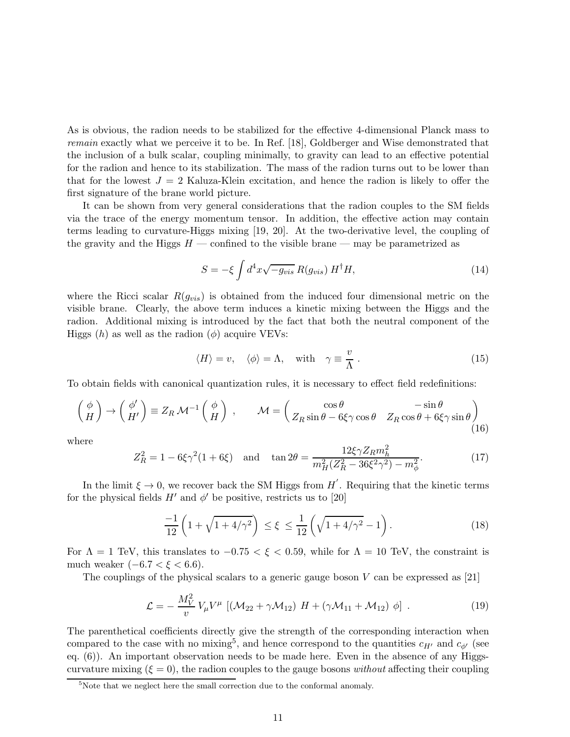As is obvious, the radion needs to be stabilized for the effective 4-dimensional Planck mass to *remain* exactly what we perceive it to be. In Ref. [18], Goldberger and Wise demonstrated that the inclusion of a bulk scalar, coupling minimally, to gravity can lead to an effective potential for the radion and hence to its stabilization. The mass of the radion turns out to be lower than that for the lowest $J = 2$ Kaluza-Klein excitation, and hence the radion is likely to offer the first signature of the brane world picture.

It can be shown from very general considerations that the radion couples to the SM fields via the trace of the energy momentum tensor. In addition, the effective action may contain terms leading to curvature-Higgs mixing [19, 20]. At the two-derivative level, the coupling of the gravity and the Higgs $H$ — confined to the visible brane — may be parametrized as

$$S = -\xi \int d^4x \sqrt{-g_{vis}}\, R(g_{vis})\, H^\dagger H, \tag{14}$$

where the Ricci scalar $R(g_{vis})$ is obtained from the induced four dimensional metric on the visible brane. Clearly, the above term induces a kinetic mixing between the Higgs and the radion. Additional mixing is introduced by the fact that both the neutral component of the Higgs ($h$) as well as the radion ($\phi$) acquire VEVs:

$$\langle H \rangle = v, \quad \langle \phi \rangle = \Lambda, \quad \text{with} \quad \gamma \equiv \frac{v}{\Lambda} \ . \tag{15}$$

To obtain fields with canonical quantization rules, it is necessary to effect field redefinitions:

$$\begin{pmatrix} \phi \\ H \end{pmatrix} \to \begin{pmatrix} \phi' \\ H' \end{pmatrix} \equiv Z_R\, \mathcal{M}^{-1} \begin{pmatrix} \phi \\ H \end{pmatrix} \ , \qquad \mathcal{M} = \begin{pmatrix} \cos\theta & -\sin\theta \\ Z_R \sin\theta - 6\xi\gamma\cos\theta & Z_R\cos\theta + 6\xi\gamma\sin\theta \end{pmatrix} \tag{16}$$

where

$$Z_R^2 = 1 - 6\xi\gamma^2(1 + 6\xi) \quad \text{and} \quad \tan 2\theta = \frac{12\xi\gamma Z_R m_h^2}{m_H^2(Z_R^2 - 36\xi^2\gamma^2) - m_\phi^2}. \tag{17}$$

In the limit $\xi \to 0$, we recover back the SM Higgs from $H'$. Requiring that the kinetic terms for the physical fields $H'$ and $\phi'$ be positive, restricts us to [20]

$$\frac{-1}{12}\left(1 + \sqrt{1 + 4/\gamma^2}\right) \le \xi \le \frac{1}{12}\left(\sqrt{1 + 4/\gamma^2} - 1\right). \tag{18}$$

For $\Lambda = 1$ TeV, this translates to $-0.75 < \xi < 0.59$, while for $\Lambda = 10$ TeV, the constraint is much weaker ($-6.7 < \xi < 6.6$).

The couplings of the physical scalars to a generic gauge boson $V$ can be expressed as [21]

$$\mathcal{L} = -\frac{M_V^2}{v}\, V_\mu V^\mu \, \left[ \left(\mathcal{M}_{22} + \gamma\mathcal{M}_{12}\right)\, H + \left(\gamma\mathcal{M}_{11} + \mathcal{M}_{12}\right)\, \phi \right] \ . \tag{19}$$

The parenthetical coefficients directly give the strength of the corresponding interaction when compared to the case with no mixing[5], and hence correspond to the quantities $c_{H'}$ and $c_{\phi'}$ (see eq. (6)). An important observation needs to be made here. Even in the absence of any Higgs-curvature mixing ($\xi = 0$), the radion couples to the gauge bosons *without* affecting their coupling

[5]Note that we neglect here the small correction due to the conformal anomaly.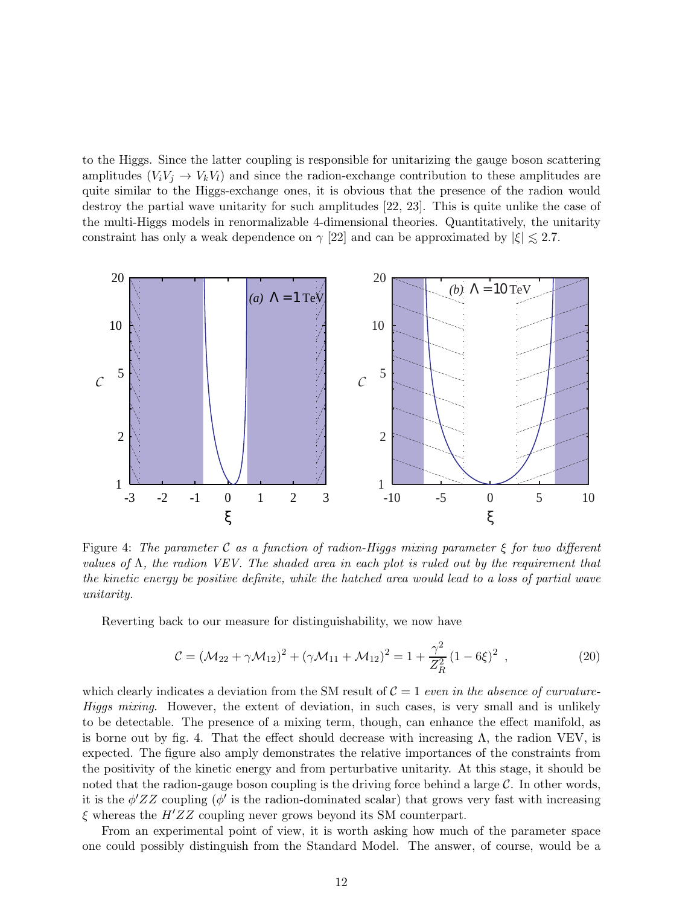to the Higgs. Since the latter coupling is responsible for unitarizing the gauge boson scattering amplitudes ($V_i V_j \to V_k V_l$) and since the radion-exchange contribution to these amplitudes are quite similar to the Higgs-exchange ones, it is obvious that the presence of the radion would destroy the partial wave unitarity for such amplitudes [22, 23]. This is quite unlike the case of the multi-Higgs models in renormalizable 4-dimensional theories. Quantitatively, the unitarity constraint has only a weak dependence on $\gamma$ [22] and can be approximated by $|\xi| \lesssim 2.7$.

Figure 4: *The parameter $\mathcal{C}$ as a function of radion-Higgs mixing parameter $\xi$ for two different values of $\Lambda$, the radion VEV. The shaded area in each plot is ruled out by the requirement that the kinetic energy be positive definite, while the hatched area would lead to a loss of partial wave unitarity.*

Reverting back to our measure for distinguishability, we now have

$$\mathcal{C} = (\mathcal{M}_{22} + \gamma \mathcal{M}_{12})^2 + (\gamma \mathcal{M}_{11} + \mathcal{M}_{12})^2 = 1 + \frac{\gamma^2}{Z_R^2} (1 - 6\xi)^2 \ , \tag{20}$$

which clearly indicates a deviation from the SM result of $\mathcal{C} = 1$ *even in the absence of curvature-Higgs mixing*. However, the extent of deviation, in such cases, is very small and is unlikely to be detectable. The presence of a mixing term, though, can enhance the effect manifold, as is borne out by fig. 4. That the effect should decrease with increasing $\Lambda$, the radion VEV, is expected. The figure also amply demonstrates the relative importances of the constraints from the positivity of the kinetic energy and from perturbative unitarity. At this stage, it should be noted that the radion-gauge boson coupling is the driving force behind a large $\mathcal{C}$. In other words, it is the $\phi' ZZ$ coupling ($\phi'$ is the radion-dominated scalar) that grows very fast with increasing $\xi$ whereas the $H' ZZ$ coupling never grows beyond its SM counterpart.

From an experimental point of view, it is worth asking how much of the parameter space one could possibly distinguish from the Standard Model. The answer, of course, would be a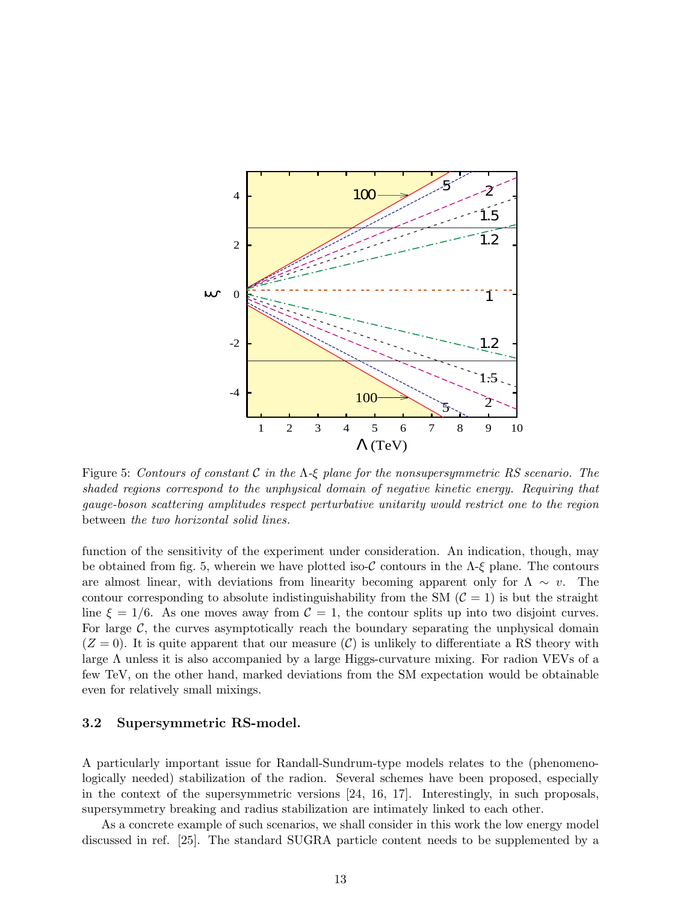Figure 5: *Contours of constant $\mathcal{C}$ in the $\Lambda$-$\xi$ plane for the nonsupersymmetric RS scenario. The shaded regions correspond to the unphysical domain of negative kinetic energy. Requiring that gauge-boson scattering amplitudes respect perturbative unitarity would restrict one to the region* between *the two horizontal solid lines.*

function of the sensitivity of the experiment under consideration. An indication, though, may be obtained from fig. 5, wherein we have plotted iso-$\mathcal{C}$ contours in the $\Lambda$-$\xi$ plane. The contours are almost linear, with deviations from linearity becoming apparent only for $\Lambda \sim v$. The contour corresponding to absolute indistinguishability from the SM ($\mathcal{C} = 1$) is but the straight line $\xi = 1/6$. As one moves away from $\mathcal{C} = 1$, the contour splits up into two disjoint curves. For large $\mathcal{C}$, the curves asymptotically reach the boundary separating the unphysical domain ($Z = 0$). It is quite apparent that our measure ($\mathcal{C}$) is unlikely to differentiate a RS theory with large $\Lambda$ unless it is also accompanied by a large Higgs-curvature mixing. For radion VEVs of a few TeV, on the other hand, marked deviations from the SM expectation would be obtainable even for relatively small mixings.

### 3.2 Supersymmetric RS-model.

A particularly important issue for Randall-Sundrum-type models relates to the (phenomenologically needed) stabilization of the radion. Several schemes have been proposed, especially in the context of the supersymmetric versions [24, 16, 17]. Interestingly, in such proposals, supersymmetry breaking and radius stabilization are intimately linked to each other.

As a concrete example of such scenarios, we shall consider in this work the low energy model discussed in ref. [25]. The standard SUGRA particle content needs to be supplemented by a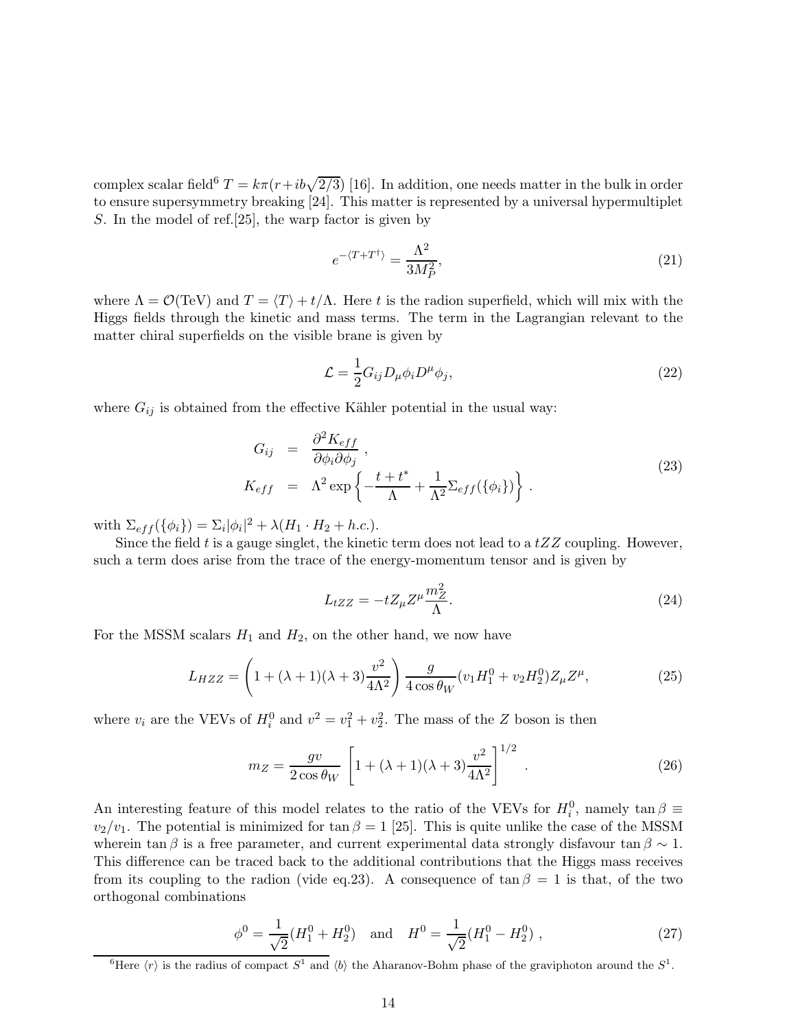complex scalar field[6] $T = k\pi(r + ib\sqrt{2/3})$ [16]. In addition, one needs matter in the bulk in order to ensure supersymmetry breaking [24]. This matter is represented by a universal hypermultiplet $S$. In the model of ref.[25], the warp factor is given by

$$e^{-\langle T+T^{\dagger}\rangle} = \frac{\Lambda^2}{3M_P^2}, \tag{21}$$

where $\Lambda = \mathcal{O}(\text{TeV})$ and $T = \langle T \rangle + t/\Lambda$. Here $t$ is the radion superfield, which will mix with the Higgs fields through the kinetic and mass terms. The term in the Lagrangian relevant to the matter chiral superfields on the visible brane is given by

$$\mathcal{L} = \frac{1}{2} G_{ij} D_\mu \phi_i D^\mu \phi_j, \tag{22}$$

where $G_{ij}$ is obtained from the effective Kähler potential in the usual way:

$$\begin{aligned} G_{ij} &= \frac{\partial^2 K_{eff}}{\partial \phi_i \partial \phi_j} \, , \\ K_{eff} &= \Lambda^2 \exp\left\{ -\frac{t + t^*}{\Lambda} + \frac{1}{\Lambda^2} \Sigma_{eff}(\{\phi_i\}) \right\} \, . \end{aligned} \tag{23}$$

with $\Sigma_{eff}(\{\phi_i\}) = \Sigma_i |\phi_i|^2 + \lambda(H_1 \cdot H_2 + h.c.)$.

Since the field $t$ is a gauge singlet, the kinetic term does not lead to a $tZZ$ coupling. However, such a term does arise from the trace of the energy-momentum tensor and is given by

$$L_{tZZ} = -t Z_\mu Z^\mu \frac{m_Z^2}{\Lambda}. \tag{24}$$

For the MSSM scalars $H_1$ and $H_2$, on the other hand, we now have

$$L_{HZZ} = \left(1 + (\lambda+1)(\lambda+3)\frac{v^2}{4\Lambda^2}\right) \frac{g}{4\cos\theta_W}(v_1 H_1^0 + v_2 H_2^0) Z_\mu Z^\mu, \tag{25}$$

where $v_i$ are the VEVs of $H_i^0$ and $v^2 = v_1^2 + v_2^2$. The mass of the $Z$ boson is then

$$m_Z = \frac{gv}{2\cos\theta_W} \left[1 + (\lambda+1)(\lambda+3)\frac{v^2}{4\Lambda^2}\right]^{1/2} . \tag{26}$$

An interesting feature of this model relates to the ratio of the VEVs for $H_i^0$, namely $\tan\beta \equiv v_2/v_1$. The potential is minimized for $\tan\beta = 1$ [25]. This is quite unlike the case of the MSSM wherein $\tan\beta$ is a free parameter, and current experimental data strongly disfavour $\tan\beta \sim 1$. This difference can be traced back to the additional contributions that the Higgs mass receives from its coupling to the radion (vide eq.23). A consequence of $\tan\beta = 1$ is that, of the two orthogonal combinations

$$\phi^0 = \frac{1}{\sqrt{2}}(H_1^0 + H_2^0) \quad \text{and} \quad H^0 = \frac{1}{\sqrt{2}}(H_1^0 - H_2^0) \, , \tag{27}$$

[6] Here $\langle r \rangle$ is the radius of compact $S^1$ and $\langle b \rangle$ the Aharanov-Bohm phase of the graviphoton around the $S^1$.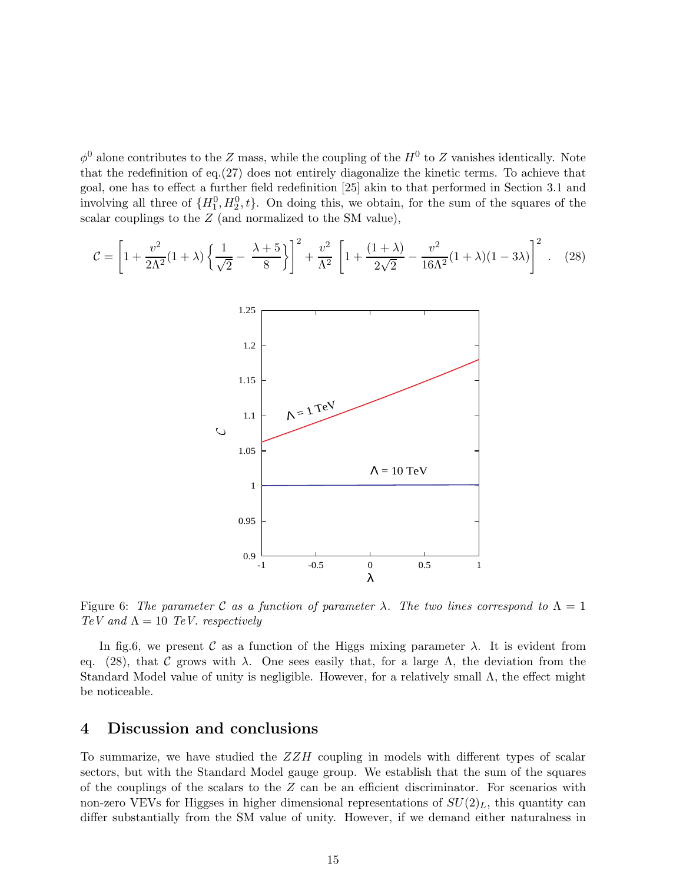$\phi^0$ alone contributes to the $Z$ mass, while the coupling of the $H^0$ to $Z$ vanishes identically. Note that the redefinition of eq.(27) does not entirely diagonalize the kinetic terms. To achieve that goal, one has to effect a further field redefinition [25] akin to that performed in Section 3.1 and involving all three of $\{H_1^0, H_2^0, t\}$. On doing this, we obtain, for the sum of the squares of the scalar couplings to the $Z$ (and normalized to the SM value),

$$\mathcal{C} = \left[1 + \frac{v^2}{2\Lambda^2}(1+\lambda)\left\{\frac{1}{\sqrt{2}} - \frac{\lambda+5}{8}\right\}\right]^2 + \frac{v^2}{\Lambda^2}\left[1 + \frac{(1+\lambda)}{2\sqrt{2}} - \frac{v^2}{16\Lambda^2}(1+\lambda)(1-3\lambda)\right]^2 . \quad (28)$$

Figure 6: *The parameter $\mathcal{C}$ as a function of parameter $\lambda$. The two lines correspond to $\Lambda = 1$ TeV and $\Lambda = 10$ TeV. respectively*

In fig.6, we present $\mathcal{C}$ as a function of the Higgs mixing parameter $\lambda$. It is evident from eq. (28), that $\mathcal{C}$ grows with $\lambda$. One sees easily that, for a large $\Lambda$, the deviation from the Standard Model value of unity is negligible. However, for a relatively small $\Lambda$, the effect might be noticeable.

## 4 Discussion and conclusions

To summarize, we have studied the $ZZH$ coupling in models with different types of scalar sectors, but with the Standard Model gauge group. We establish that the sum of the squares of the couplings of the scalars to the $Z$ can be an efficient discriminator. For scenarios with non-zero VEVs for Higgses in higher dimensional representations of $SU(2)_L$, this quantity can differ substantially from the SM value of unity. However, if we demand either naturalness in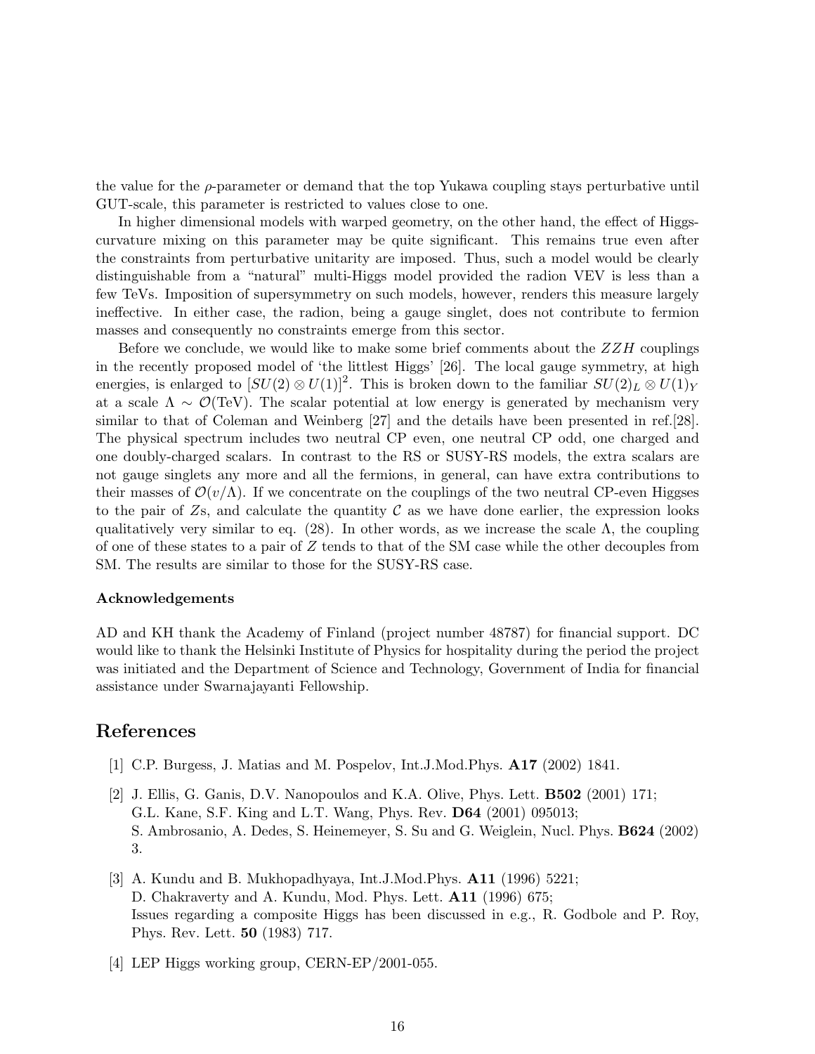the value for the $\rho$-parameter or demand that the top Yukawa coupling stays perturbative until GUT-scale, this parameter is restricted to values close to one.

In higher dimensional models with warped geometry, on the other hand, the effect of Higgs-curvature mixing on this parameter may be quite significant. This remains true even after the constraints from perturbative unitarity are imposed. Thus, such a model would be clearly distinguishable from a "natural" multi-Higgs model provided the radion VEV is less than a few TeVs. Imposition of supersymmetry on such models, however, renders this measure largely ineffective. In either case, the radion, being a gauge singlet, does not contribute to fermion masses and consequently no constraints emerge from this sector.

Before we conclude, we would like to make some brief comments about the $ZZH$ couplings in the recently proposed model of 'the littlest Higgs' [26]. The local gauge symmetry, at high energies, is enlarged to $[SU(2) \otimes U(1)]^2$. This is broken down to the familiar $SU(2)_L \otimes U(1)_Y$ at a scale $\Lambda \sim \mathcal{O}(\text{TeV})$. The scalar potential at low energy is generated by mechanism very similar to that of Coleman and Weinberg [27] and the details have been presented in ref.[28]. The physical spectrum includes two neutral CP even, one neutral CP odd, one charged and one doubly-charged scalars. In contrast to the RS or SUSY-RS models, the extra scalars are not gauge singlets any more and all the fermions, in general, can have extra contributions to their masses of $\mathcal{O}(v/\Lambda)$. If we concentrate on the couplings of the two neutral CP-even Higgses to the pair of $Z$s, and calculate the quantity $\mathcal{C}$ as we have done earlier, the expression looks qualitatively very similar to eq. (28). In other words, as we increase the scale $\Lambda$, the coupling of one of these states to a pair of $Z$ tends to that of the SM case while the other decouples from SM. The results are similar to those for the SUSY-RS case.

**Acknowledgements**

AD and KH thank the Academy of Finland (project number 48787) for financial support. DC would like to thank the Helsinki Institute of Physics for hospitality during the period the project was initiated and the Department of Science and Technology, Government of India for financial assistance under Swarnajayanti Fellowship.

# References

[1] C.P. Burgess, J. Matias and M. Pospelov, Int.J.Mod.Phys. **A17** (2002) 1841.

[2] J. Ellis, G. Ganis, D.V. Nanopoulos and K.A. Olive, Phys. Lett. **B502** (2001) 171; G.L. Kane, S.F. King and L.T. Wang, Phys. Rev. **D64** (2001) 095013; S. Ambrosanio, A. Dedes, S. Heinemeyer, S. Su and G. Weiglein, Nucl. Phys. **B624** (2002) 3.

[3] A. Kundu and B. Mukhopadhyaya, Int.J.Mod.Phys. **A11** (1996) 5221; D. Chakraverty and A. Kundu, Mod. Phys. Lett. **A11** (1996) 675; Issues regarding a composite Higgs has been discussed in e.g., R. Godbole and P. Roy, Phys. Rev. Lett. **50** (1983) 717.

[4] LEP Higgs working group, CERN-EP/2001-055.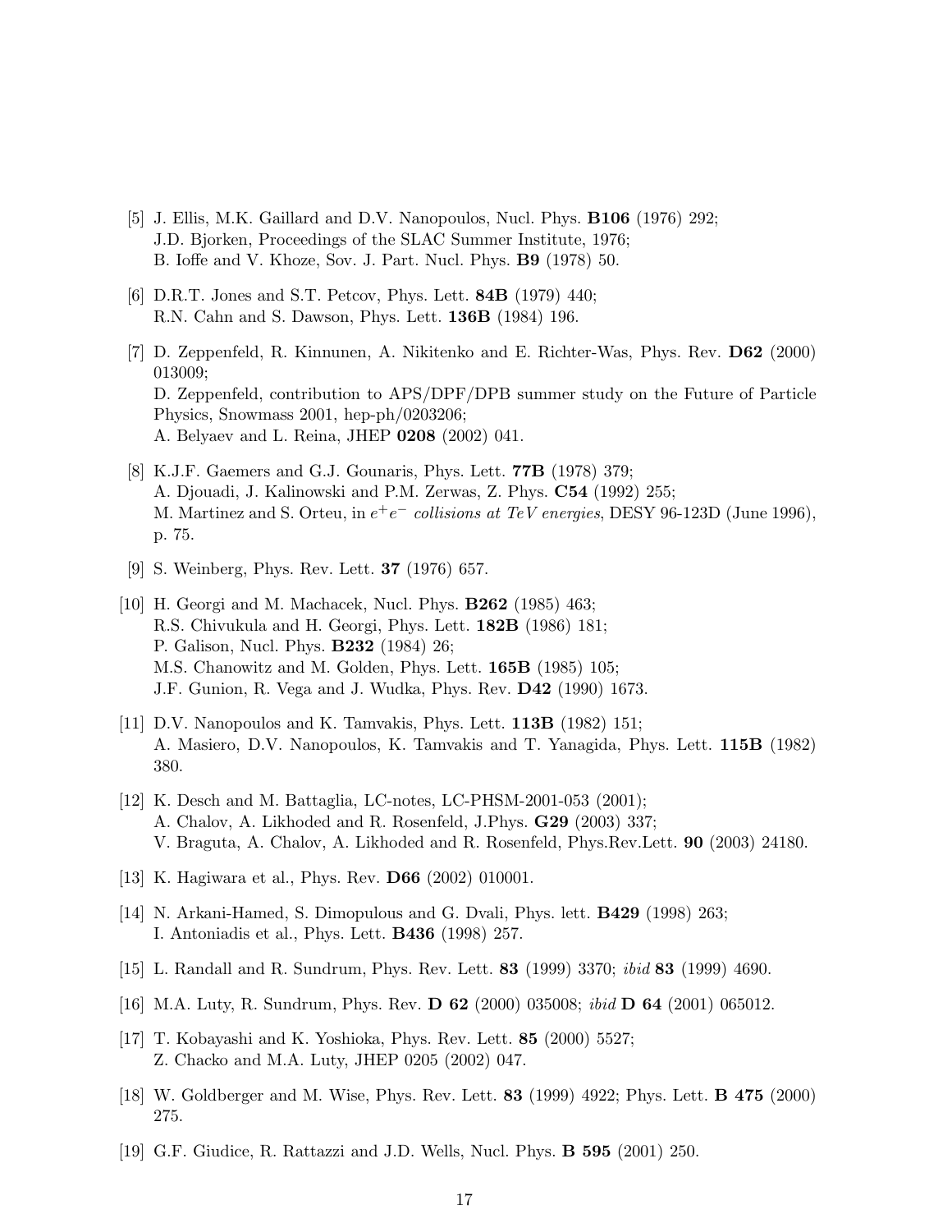[5] J. Ellis, M.K. Gaillard and D.V. Nanopoulos, Nucl. Phys. **B106** (1976) 292;
J.D. Bjorken, Proceedings of the SLAC Summer Institute, 1976;
B. Ioffe and V. Khoze, Sov. J. Part. Nucl. Phys. **B9** (1978) 50.

[6] D.R.T. Jones and S.T. Petcov, Phys. Lett. **84B** (1979) 440;
R.N. Cahn and S. Dawson, Phys. Lett. **136B** (1984) 196.

[7] D. Zeppenfeld, R. Kinnunen, A. Nikitenko and E. Richter-Was, Phys. Rev. **D62** (2000) 013009;
D. Zeppenfeld, contribution to APS/DPF/DPB summer study on the Future of Particle Physics, Snowmass 2001, hep-ph/0203206;
A. Belyaev and L. Reina, JHEP **0208** (2002) 041.

[8] K.J.F. Gaemers and G.J. Gounaris, Phys. Lett. **77B** (1978) 379;
A. Djouadi, J. Kalinowski and P.M. Zerwas, Z. Phys. **C54** (1992) 255;
M. Martinez and S. Orteu, in *$e^+e^-$ collisions at TeV energies*, DESY 96-123D (June 1996), p. 75.

[9] S. Weinberg, Phys. Rev. Lett. **37** (1976) 657.

[10] H. Georgi and M. Machacek, Nucl. Phys. **B262** (1985) 463;
R.S. Chivukula and H. Georgi, Phys. Lett. **182B** (1986) 181;
P. Galison, Nucl. Phys. **B232** (1984) 26;
M.S. Chanowitz and M. Golden, Phys. Lett. **165B** (1985) 105;
J.F. Gunion, R. Vega and J. Wudka, Phys. Rev. **D42** (1990) 1673.

[11] D.V. Nanopoulos and K. Tamvakis, Phys. Lett. **113B** (1982) 151;
A. Masiero, D.V. Nanopoulos, K. Tamvakis and T. Yanagida, Phys. Lett. **115B** (1982) 380.

[12] K. Desch and M. Battaglia, LC-notes, LC-PHSM-2001-053 (2001);
A. Chalov, A. Likhoded and R. Rosenfeld, J.Phys. **G29** (2003) 337;
V. Braguta, A. Chalov, A. Likhoded and R. Rosenfeld, Phys.Rev.Lett. **90** (2003) 24180.

[13] K. Hagiwara et al., Phys. Rev. **D66** (2002) 010001.

[14] N. Arkani-Hamed, S. Dimopulous and G. Dvali, Phys. lett. **B429** (1998) 263;
I. Antoniadis et al., Phys. Lett. **B436** (1998) 257.

[15] L. Randall and R. Sundrum, Phys. Rev. Lett. **83** (1999) 3370; *ibid* **83** (1999) 4690.

[16] M.A. Luty, R. Sundrum, Phys. Rev. **D 62** (2000) 035008; *ibid* **D 64** (2001) 065012.

[17] T. Kobayashi and K. Yoshioka, Phys. Rev. Lett. **85** (2000) 5527;
Z. Chacko and M.A. Luty, JHEP 0205 (2002) 047.

[18] W. Goldberger and M. Wise, Phys. Rev. Lett. **83** (1999) 4922; Phys. Lett. **B 475** (2000) 275.

[19] G.F. Giudice, R. Rattazzi and J.D. Wells, Nucl. Phys. **B 595** (2001) 250.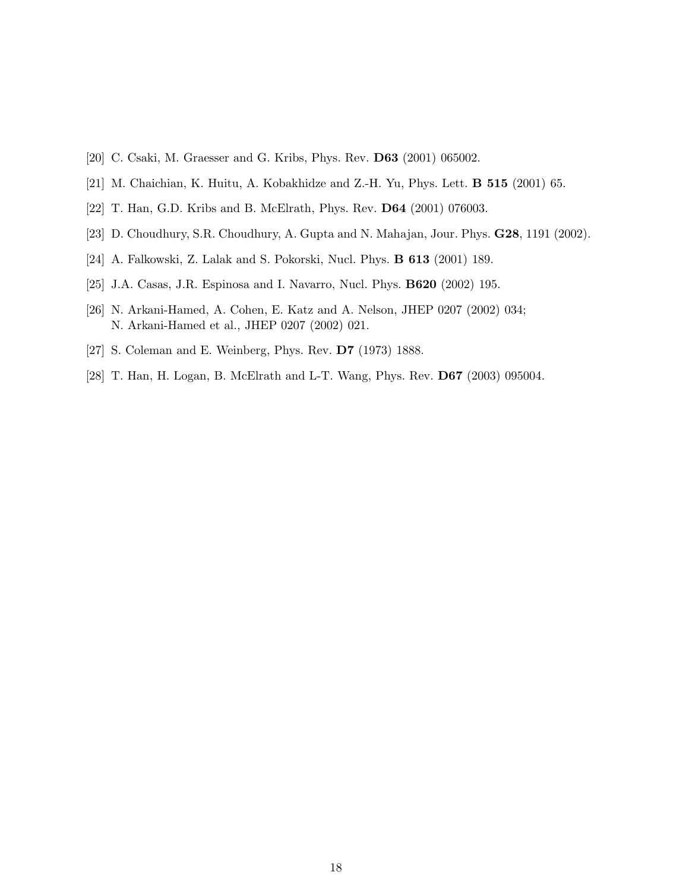[20] C. Csaki, M. Graesser and G. Kribs, Phys. Rev. **D63** (2001) 065002.

[21] M. Chaichian, K. Huitu, A. Kobakhidze and Z.-H. Yu, Phys. Lett. **B 515** (2001) 65.

[22] T. Han, G.D. Kribs and B. McElrath, Phys. Rev. **D64** (2001) 076003.

[23] D. Choudhury, S.R. Choudhury, A. Gupta and N. Mahajan, Jour. Phys. **G28**, 1191 (2002).

[24] A. Falkowski, Z. Lalak and S. Pokorski, Nucl. Phys. **B 613** (2001) 189.

[25] J.A. Casas, J.R. Espinosa and I. Navarro, Nucl. Phys. **B620** (2002) 195.

[26] N. Arkani-Hamed, A. Cohen, E. Katz and A. Nelson, JHEP 0207 (2002) 034;
N. Arkani-Hamed et al., JHEP 0207 (2002) 021.

[27] S. Coleman and E. Weinberg, Phys. Rev. **D7** (1973) 1888.

[28] T. Han, H. Logan, B. McElrath and L-T. Wang, Phys. Rev. **D67** (2003) 095004.